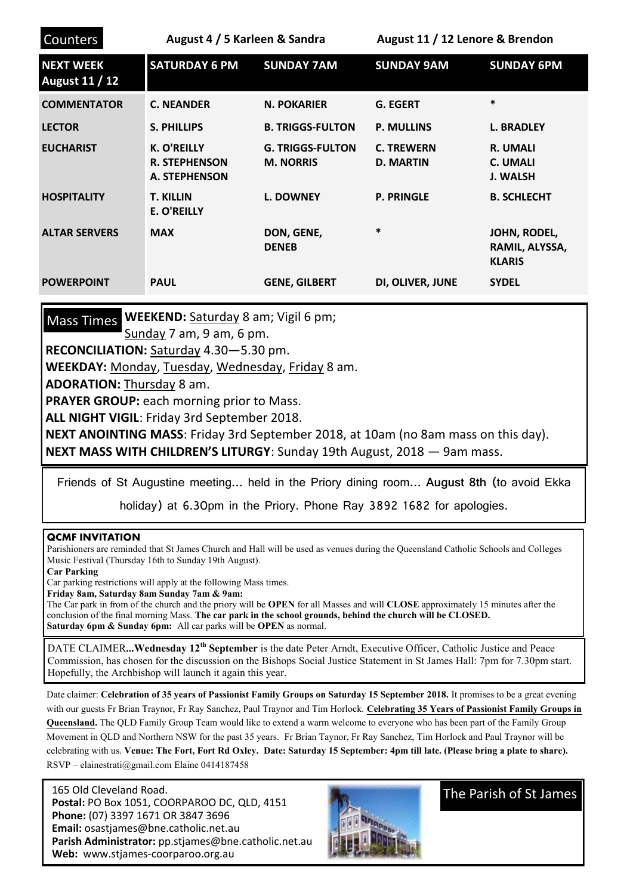**Counters** August 4 / 5 Karleen & Sandra August 11 / 12 Lenore & Brendon

| NEXT WEEK August 11 / 12 | SATURDAY 6 PM | SUNDAY 7AM | SUNDAY 9AM | SUNDAY 6PM |
|---|---|---|---|---|
| COMMENTATOR | C. NEANDER | N. POKARIER | G. EGERT | * |
| LECTOR | S. PHILLIPS | B. TRIGGS-FULTON | P. MULLINS | L. BRADLEY |
| EUCHARIST | K. O'REILLY<br>R. STEPHENSON<br>A. STEPHENSON | G. TRIGGS-FULTON<br>M. NORRIS | C. TREWERN<br>D. MARTIN | R. UMALI<br>C. UMALI<br>J. WALSH |
| HOSPITALITY | T. KILLIN<br>E. O'REILLY | L. DOWNEY | P. PRINGLE | B. SCHLECHT |
| ALTAR SERVERS | MAX | DON, GENE, DENEB | * | JOHN, RODEL, RAMIL, ALYSSA, KLARIS |
| POWERPOINT | PAUL | GENE, GILBERT | DI, OLIVER, JUNE | SYDEL |

## Mass Times

**WEEKEND:** Saturday 8 am; Vigil 6 pm; Sunday 7 am, 9 am, 6 pm.

**RECONCILIATION:** Saturday 4.30—5.30 pm.

**WEEKDAY:** Monday, Tuesday, Wednesday, Friday 8 am.

**ADORATION:** Thursday 8 am.

**PRAYER GROUP:** each morning prior to Mass.

**ALL NIGHT VIGIL**: Friday 3rd September 2018.

**NEXT ANOINTING MASS**: Friday 3rd September 2018, at 10am (no 8am mass on this day).

**NEXT MASS WITH CHILDREN'S LITURGY**: Sunday 19th August, 2018 — 9am mass.

Friends of St Augustine meeting... held in the Priory dining room... **August 8th** (to avoid Ekka holiday) at 6.30pm in the Priory. Phone Ray 3892 1682 for apologies.

**QCMF INVITATION**

Parishioners are reminded that St James Church and Hall will be used as venues during the Queensland Catholic Schools and Colleges Music Festival (Thursday 16th to Sunday 19th August).

**Car Parking**

Car parking restrictions will apply at the following Mass times.

**Friday 8am, Saturday 8am Sunday 7am & 9am:**

The Car park in front of the church and the priory will be **OPEN** for all Masses and will **CLOSE** approximately 15 minutes after the conclusion of the final morning Mass. **The car park in the school grounds, behind the church will be CLOSED.**

**Saturday 6pm & Sunday 6pm:** All car parks will be **OPEN** as normal.

DATE CLAIMER**...Wednesday 12th September** is the date Peter Arndt, Executive Officer, Catholic Justice and Peace Commission, has chosen for the discussion on the Bishops Social Justice Statement in St James Hall: 7pm for 7.30pm start. Hopefully, the Archbishop will launch it again this year.

Date claimer: **Celebration of 35 years of Passionist Family Groups on Saturday 15 September 2018.** It promises to be a great evening with our guests Fr Brian Traynor, Fr Ray Sanchez, Paul Traynor and Tim Horlock. **Celebrating 35 Years of Passionist Family Groups in Queensland.** The QLD Family Group Team would like to extend a warm welcome to everyone who has been part of the Family Group Movement in QLD and Northern NSW for the past 35 years. Fr Brian Taynor, Fr Ray Sanchez, Tim Horlock and Paul Traynor will be celebrating with us. **Venue: The Fort, Fort Rd Oxley. Date: Saturday 15 September: 4pm till late. (Please bring a plate to share).** RSVP – elainestrati@gmail.com Elaine 0414187458

165 Old Cleveland Road.
**Postal:** PO Box 1051, COORPAROO DC, QLD, 4151
**Phone:** (07) 3397 1671 OR 3847 3696
**Email:** osastjames@bne.catholic.net.au
**Parish Administrator:** pp.stjames@bne.catholic.net.au
**Web:** www.stjames-coorparoo.org.au

The Parish of St James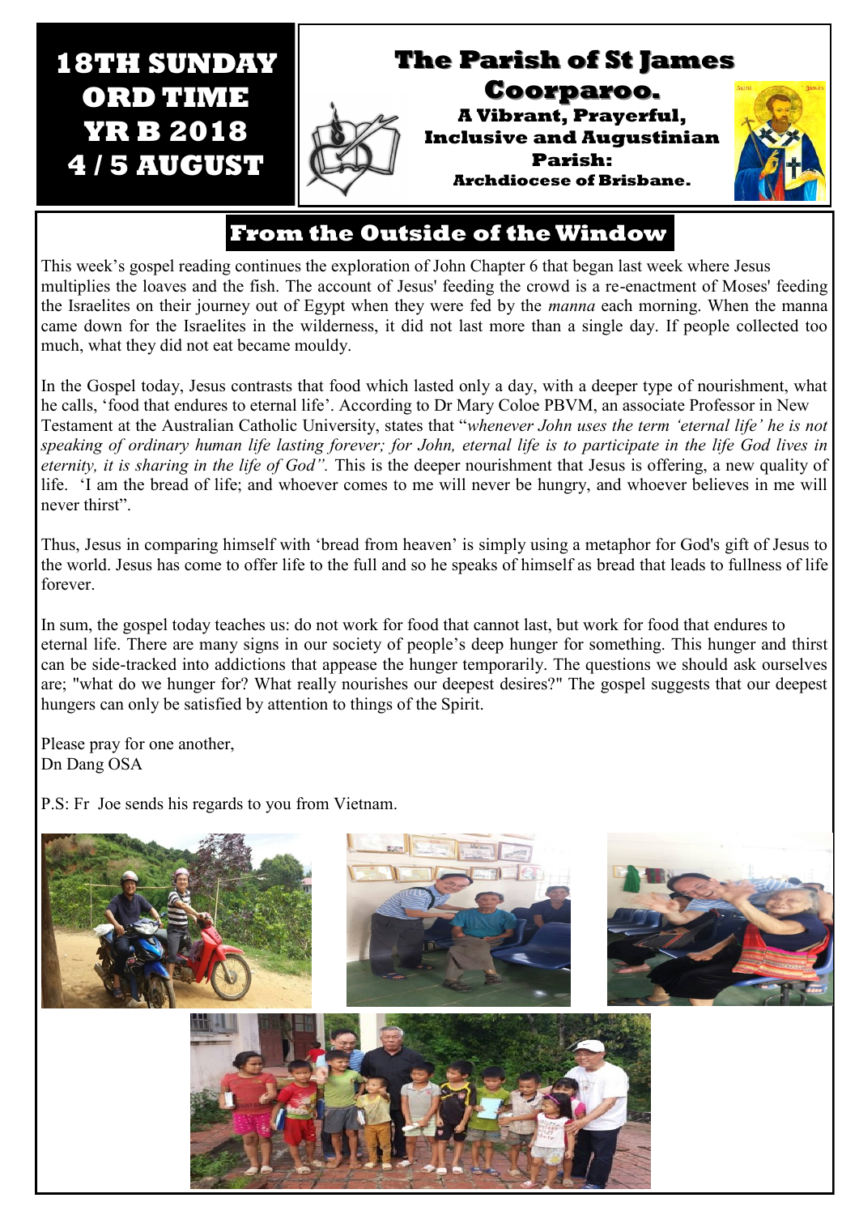# 18TH SUNDAY ORD TIME YR B 2018 4 / 5 AUGUST

# The Parish of St James Coorparoo.

**A Vibrant, Prayerful, Inclusive and Augustinian Parish:**

**Archdiocese of Brisbane.**

## From the Outside of the Window

This week's gospel reading continues the exploration of John Chapter 6 that began last week where Jesus multiplies the loaves and the fish. The account of Jesus' feeding the crowd is a re-enactment of Moses' feeding the Israelites on their journey out of Egypt when they were fed by the *manna* each morning. When the manna came down for the Israelites in the wilderness, it did not last more than a single day. If people collected too much, what they did not eat became mouldy.

In the Gospel today, Jesus contrasts that food which lasted only a day, with a deeper type of nourishment, what he calls, 'food that endures to eternal life'. According to Dr Mary Coloe PBVM, an associate Professor in New Testament at the Australian Catholic University, states that "*whenever John uses the term 'eternal life' he is not speaking of ordinary human life lasting forever; for John, eternal life is to participate in the life God lives in eternity, it is sharing in the life of God".* This is the deeper nourishment that Jesus is offering, a new quality of life. 'I am the bread of life; and whoever comes to me will never be hungry, and whoever believes in me will never thirst".

Thus, Jesus in comparing himself with 'bread from heaven' is simply using a metaphor for God's gift of Jesus to the world. Jesus has come to offer life to the full and so he speaks of himself as bread that leads to fullness of life forever.

In sum, the gospel today teaches us: do not work for food that cannot last, but work for food that endures to eternal life. There are many signs in our society of people's deep hunger for something. This hunger and thirst can be side-tracked into addictions that appease the hunger temporarily. The questions we should ask ourselves are; "what do we hunger for? What really nourishes our deepest desires?" The gospel suggests that our deepest hungers can only be satisfied by attention to things of the Spirit.

Please pray for one another,
Dn Dang OSA

P.S: Fr Joe sends his regards to you from Vietnam.